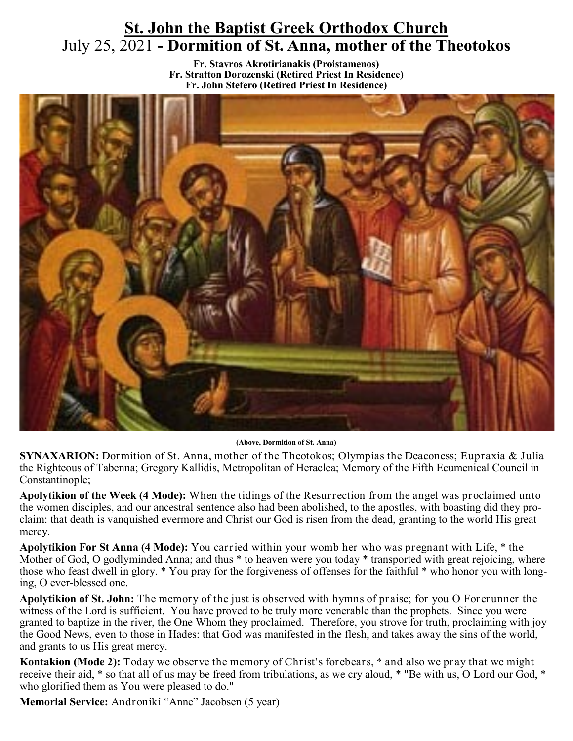# St. John the Baptist Greek Orthodox Church

## July 25, 2021 - Dormition of St. Anna, mother of the Theotokos

**Fr. Stavros Akrotirianakis (Proistamenos)**
**Fr. Stratton Dorozenski (Retired Priest In Residence)**
**Fr. John Stefero (Retired Priest In Residence)**

**(Above, Dormition of St. Anna)**

**SYNAXARION:** Dormition of St. Anna, mother of the Theotokos; Olympias the Deaconess; Eupraxia & Julia the Righteous of Tabenna; Gregory Kallidis, Metropolitan of Heraclea; Memory of the Fifth Ecumenical Council in Constantinople;

**Apolytikion of the Week (4 Mode):** When the tidings of the Resurrection from the angel was proclaimed unto the women disciples, and our ancestral sentence also had been abolished, to the apostles, with boasting did they proclaim: that death is vanquished evermore and Christ our God is risen from the dead, granting to the world His great mercy.

**Apolytikion For St Anna (4 Mode):** You carried within your womb her who was pregnant with Life, * the Mother of God, O godlyminded Anna; and thus * to heaven were you today * transported with great rejoicing, where those who feast dwell in glory. * You pray for the forgiveness of offenses for the faithful * who honor you with longing, O ever-blessed one.

**Apolytikion of St. John:** The memory of the just is observed with hymns of praise; for you O Forerunner the witness of the Lord is sufficient. You have proved to be truly more venerable than the prophets. Since you were granted to baptize in the river, the One Whom they proclaimed. Therefore, you strove for truth, proclaiming with joy the Good News, even to those in Hades: that God was manifested in the flesh, and takes away the sins of the world, and grants to us His great mercy.

**Kontakion (Mode 2):** Today we observe the memory of Christ's forebears, * and also we pray that we might receive their aid, * so that all of us may be freed from tribulations, as we cry aloud, * "Be with us, O Lord our God, * who glorified them as You were pleased to do."

**Memorial Service:** Androniki "Anne" Jacobsen (5 year)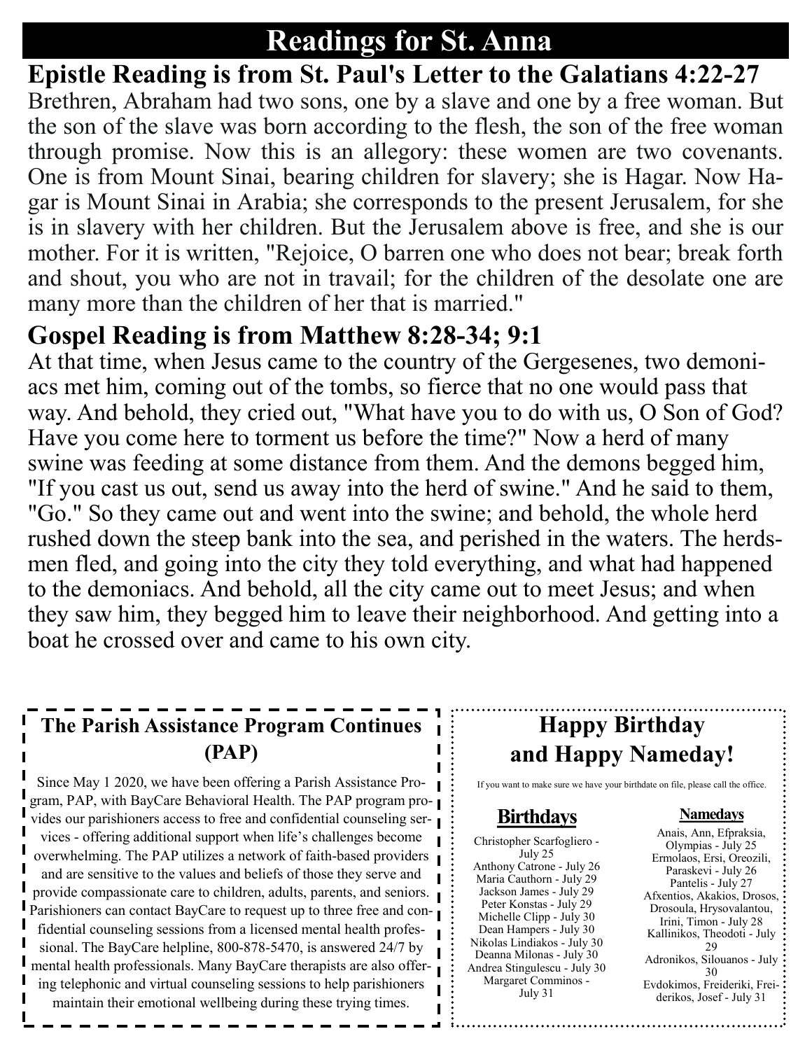# Readings for St. Anna

## Epistle Reading is from St. Paul's Letter to the Galatians 4:22-27

Brethren, Abraham had two sons, one by a slave and one by a free woman. But the son of the slave was born according to the flesh, the son of the free woman through promise. Now this is an allegory: these women are two covenants. One is from Mount Sinai, bearing children for slavery; she is Hagar. Now Hagar is Mount Sinai in Arabia; she corresponds to the present Jerusalem, for she is in slavery with her children. But the Jerusalem above is free, and she is our mother. For it is written, "Rejoice, O barren one who does not bear; break forth and shout, you who are not in travail; for the children of the desolate one are many more than the children of her that is married."

## Gospel Reading is from Matthew 8:28-34; 9:1

At that time, when Jesus came to the country of the Gergesenes, two demoniacs met him, coming out of the tombs, so fierce that no one would pass that way. And behold, they cried out, "What have you to do with us, O Son of God? Have you come here to torment us before the time?" Now a herd of many swine was feeding at some distance from them. And the demons begged him, "If you cast us out, send us away into the herd of swine." And he said to them, "Go." So they came out and went into the swine; and behold, the whole herd rushed down the steep bank into the sea, and perished in the waters. The herdsmen fled, and going into the city they told everything, and what had happened to the demoniacs. And behold, all the city came out to meet Jesus; and when they saw him, they begged him to leave their neighborhood. And getting into a boat he crossed over and came to his own city.

### The Parish Assistance Program Continues (PAP)

Since May 1 2020, we have been offering a Parish Assistance Program, PAP, with BayCare Behavioral Health. The PAP program provides our parishioners access to free and confidential counseling services - offering additional support when life's challenges become overwhelming. The PAP utilizes a network of faith-based providers and are sensitive to the values and beliefs of those they serve and provide compassionate care to children, adults, parents, and seniors. Parishioners can contact BayCare to request up to three free and confidential counseling sessions from a licensed mental health professional. The BayCare helpline, 800-878-5470, is answered 24/7 by mental health professionals. Many BayCare therapists are also offering telephonic and virtual counseling sessions to help parishioners maintain their emotional wellbeing during these trying times.

### Happy Birthday and Happy Nameday!

If you want to make sure we have your birthdate on file, please call the office.

**Birthdays**

Christopher Scarfogliero - July 25
Anthony Catrone - July 26
Maria Cauthorn - July 29
Jackson James - July 29
Peter Konstas - July 29
Michelle Clipp - July 30
Dean Hampers - July 30
Nikolas Lindiakos - July 30
Deanna Milonas - July 30
Andrea Stingulescu - July 30
Margaret Comminos - July 31

**Namedays**

Anais, Ann, Efpraksia, Olympias - July 25
Ermolaos, Ersi, Oreozili, Paraskevi - July 26
Pantelis - July 27
Afxentios, Akakios, Drosos, Drosoula, Hrysovalantou, Irini, Timon - July 28
Kallinikos, Theodoti - July 29
Adronikos, Silouanos - July 30
Evdokimos, Freideriki, Freiderikos, Josef - July 31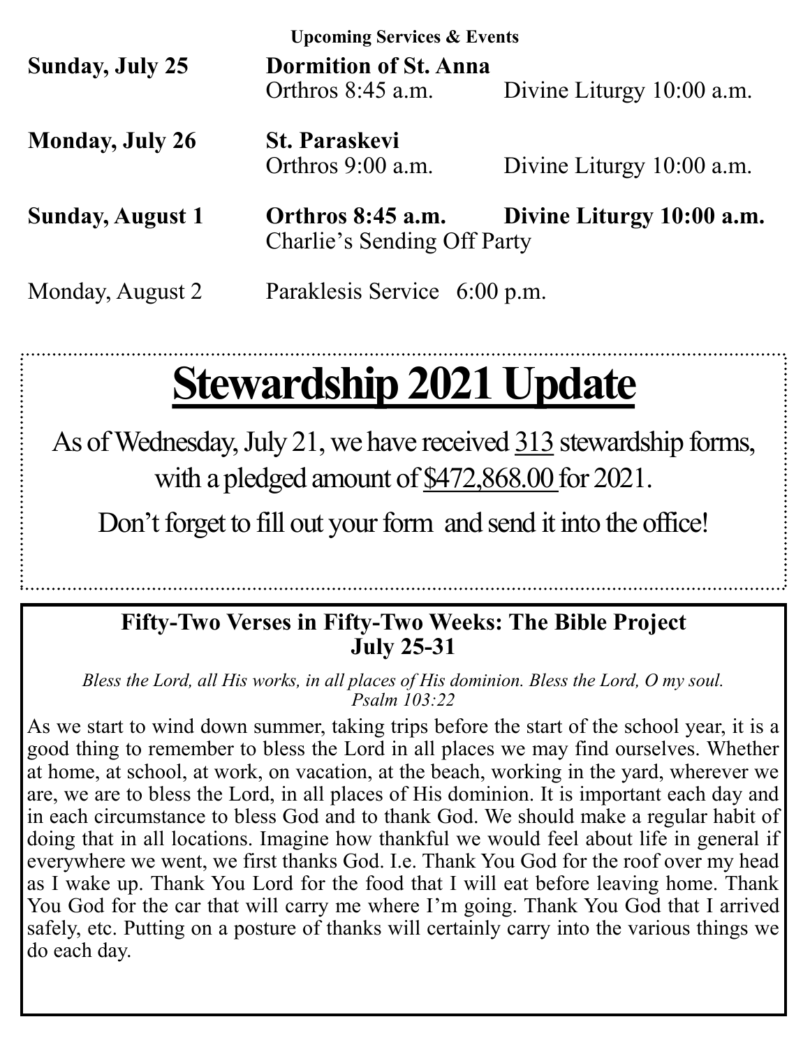**Upcoming Services & Events**

| | | |
|---|---|---|
| **Sunday, July 25** | **Dormition of St. Anna** | |
| | Orthros 8:45 a.m. | Divine Liturgy 10:00 a.m. |
| **Monday, July 26** | **St. Paraskevi** | |
| | Orthros 9:00 a.m. | Divine Liturgy 10:00 a.m. |
| **Sunday, August 1** | **Orthros 8:45 a.m.** | **Divine Liturgy 10:00 a.m.** |
| | Charlie's Sending Off Party | |
| Monday, August 2 | Paraklesis Service 6:00 p.m. | |

# Stewardship 2021 Update

As of Wednesday, July 21, we have received 313 stewardship forms, with a pledged amount of $472,868.00 for 2021.

Don't forget to fill out your form and send it into the office!

## Fifty-Two Verses in Fifty-Two Weeks: The Bible Project
## July 25-31

*Bless the Lord, all His works, in all places of His dominion. Bless the Lord, O my soul.*
*Psalm 103:22*

As we start to wind down summer, taking trips before the start of the school year, it is a good thing to remember to bless the Lord in all places we may find ourselves. Whether at home, at school, at work, on vacation, at the beach, working in the yard, wherever we are, we are to bless the Lord, in all places of His dominion. It is important each day and in each circumstance to bless God and to thank God. We should make a regular habit of doing that in all locations. Imagine how thankful we would feel about life in general if everywhere we went, we first thanks God. I.e. Thank You God for the roof over my head as I wake up. Thank You Lord for the food that I will eat before leaving home. Thank You God for the car that will carry me where I'm going. Thank You God that I arrived safely, etc. Putting on a posture of thanks will certainly carry into the various things we do each day.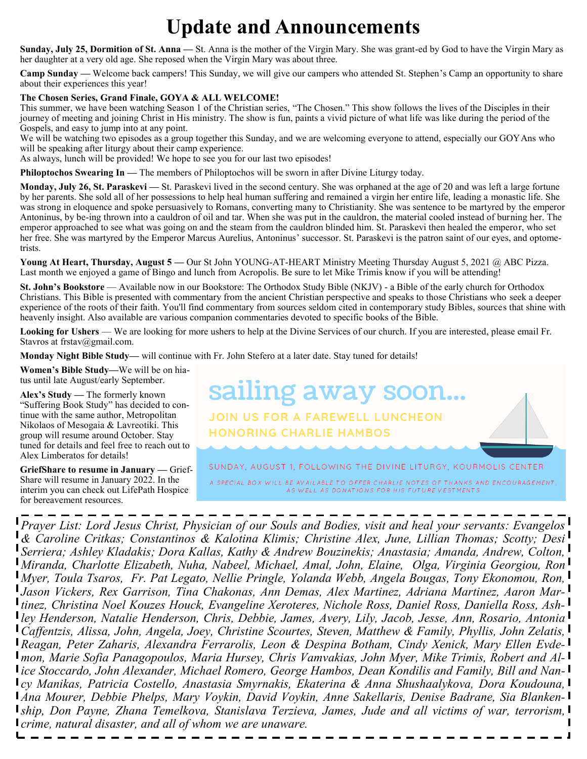# Update and Announcements

**Sunday, July 25, Dormition of St. Anna —** St. Anna is the mother of the Virgin Mary. She was grant-ed by God to have the Virgin Mary as her daughter at a very old age. She reposed when the Virgin Mary was about three.

**Camp Sunday —** Welcome back campers! This Sunday, we will give our campers who attended St. Stephen's Camp an opportunity to share about their experiences this year!

**The Chosen Series, Grand Finale, GOYA & ALL WELCOME!**

This summer, we have been watching Season 1 of the Christian series, "The Chosen." This show follows the lives of the Disciples in their journey of meeting and joining Christ in His ministry. The show is fun, paints a vivid picture of what life was like during the period of the Gospels, and easy to jump into at any point.

We will be watching two episodes as a group together this Sunday, and we are welcoming everyone to attend, especially our GOYAns who will be speaking after liturgy about their camp experience.

As always, lunch will be provided! We hope to see you for our last two episodes!

**Philoptochos Swearing In —** The members of Philoptochos will be sworn in after Divine Liturgy today.

**Monday, July 26, St. Paraskevi —** St. Paraskevi lived in the second century. She was orphaned at the age of 20 and was left a large fortune by her parents. She sold all of her possessions to help heal human suffering and remained a virgin her entire life, leading a monastic life. She was strong in eloquence and spoke persuasively to Romans, converting many to Christianity. She was sentence to be martyred by the emperor Antoninus, by be-ing thrown into a cauldron of oil and tar. When she was put in the cauldron, the material cooled instead of burning her. The emperor approached to see what was going on and the steam from the cauldron blinded him. St. Paraskevi then healed the emperor, who set her free. She was martyred by the Emperor Marcus Aurelius, Antoninus' successor. St. Paraskevi is the patron saint of our eyes, and optome-trists.

**Young At Heart, Thursday, August 5 —** Our St John YOUNG-AT-HEART Ministry Meeting Thursday August 5, 2021 @ ABC Pizza. Last month we enjoyed a game of Bingo and lunch from Acropolis. Be sure to let Mike Trimis know if you will be attending!

**St. John's Bookstore** — Available now in our Bookstore: The Orthodox Study Bible (NKJV) - a Bible of the early church for Orthodox Christians. This Bible is presented with commentary from the ancient Christian perspective and speaks to those Christians who seek a deeper experience of the roots of their faith. You'll find commentary from sources seldom cited in contemporary study Bibles, sources that shine with heavenly insight. Also available are various companion commentaries devoted to specific books of the Bible.

**Looking for Ushers** — We are looking for more ushers to help at the Divine Services of our church. If you are interested, please email Fr. Stavros at frstav@gmail.com.

**Monday Night Bible Study—** will continue with Fr. John Stefero at a later date. Stay tuned for details!

**Women's Bible Study—**We will be on hia-tus until late August/early September.

**Alex's Study —** The formerly known "Suffering Book Study" has decided to con-tinue with the same author, Metropolitan Nikolaos of Mesogaia & Lavreotiki. This group will resume around October. Stay tuned for details and feel free to reach out to Alex Limberatos for details!

**GriefShare to resume in January —** Grief-Share will resume in January 2022. In the interim you can check out LifePath Hospice for bereavement resources.

sailing away soon...

JOIN US FOR A FAREWELL LUNCHEON HONORING CHARLIE HAMBOS

SUNDAY, AUGUST 1, FOLLOWING THE DIVINE LITURGY, KOURMOLIS CENTER

A SPECIAL BOX WILL BE AVAILABLE TO OFFER CHARLIE NOTES OF THANKS AND ENCOURAGEMENT, AS WELL AS DONATIONS FOR HIS FUTURE VESTMENTS

*Prayer List: Lord Jesus Christ, Physician of our Souls and Bodies, visit and heal your servants: Evangelos & Caroline Critkas; Constantinos & Kalotina Klimis; Christine Alex, June, Lillian Thomas; Scotty; Desi Serriera; Ashley Kladakis; Dora Kallas, Kathy & Andrew Bouzinekis; Anastasia; Amanda, Andrew, Colton, Miranda, Charlotte Elizabeth, Nuha, Nabeel, Michael, Amal, John, Elaine, Olga, Virginia Georgiou, Ron Myer, Toula Tsaros, Fr. Pat Legato, Nellie Pringle, Yolanda Webb, Angela Bougas, Tony Ekonomou, Ron, Jason Vickers, Rex Garrison, Tina Chakonas, Ann Demas, Alex Martinez, Adriana Martinez, Aaron Mar-tinez, Christina Noel Kouzes Houck, Evangeline Xeroteres, Nichole Ross, Daniel Ross, Daniella Ross, Ash-ley Henderson, Natalie Henderson, Chris, Debbie, James, Avery, Lily, Jacob, Jesse, Ann, Rosario, Antonia Caffentzis, Alissa, John, Angela, Joey, Christine Scourtes, Steven, Matthew & Family, Phyllis, John Zelatis, Reagan, Peter Zaharis, Alexandra Ferrarolis, Leon & Despina Botham, Cindy Xenick, Mary Ellen Evde-mon, Marie Sofia Panagopoulos, Maria Hursey, Chris Vamvakias, John Myer, Mike Trimis, Robert and Al-ice Stoccardo, John Alexander, Michael Romero, George Hambos, Dean Kondilis and Family, Bill and Nan-cy Manikas, Patricia Costello, Anastasia Smyrnakis, Ekaterina & Anna Shushaalykova, Dora Koudouna, Ana Mourer, Debbie Phelps, Mary Voykin, David Voykin, Anne Sakellaris, Denise Badrane, Sia Blanken-ship, Don Payne, Zhana Temelkova, Stanislava Terzieva, James, Jude and all victims of war, terrorism, crime, natural disaster, and all of whom we are unaware.*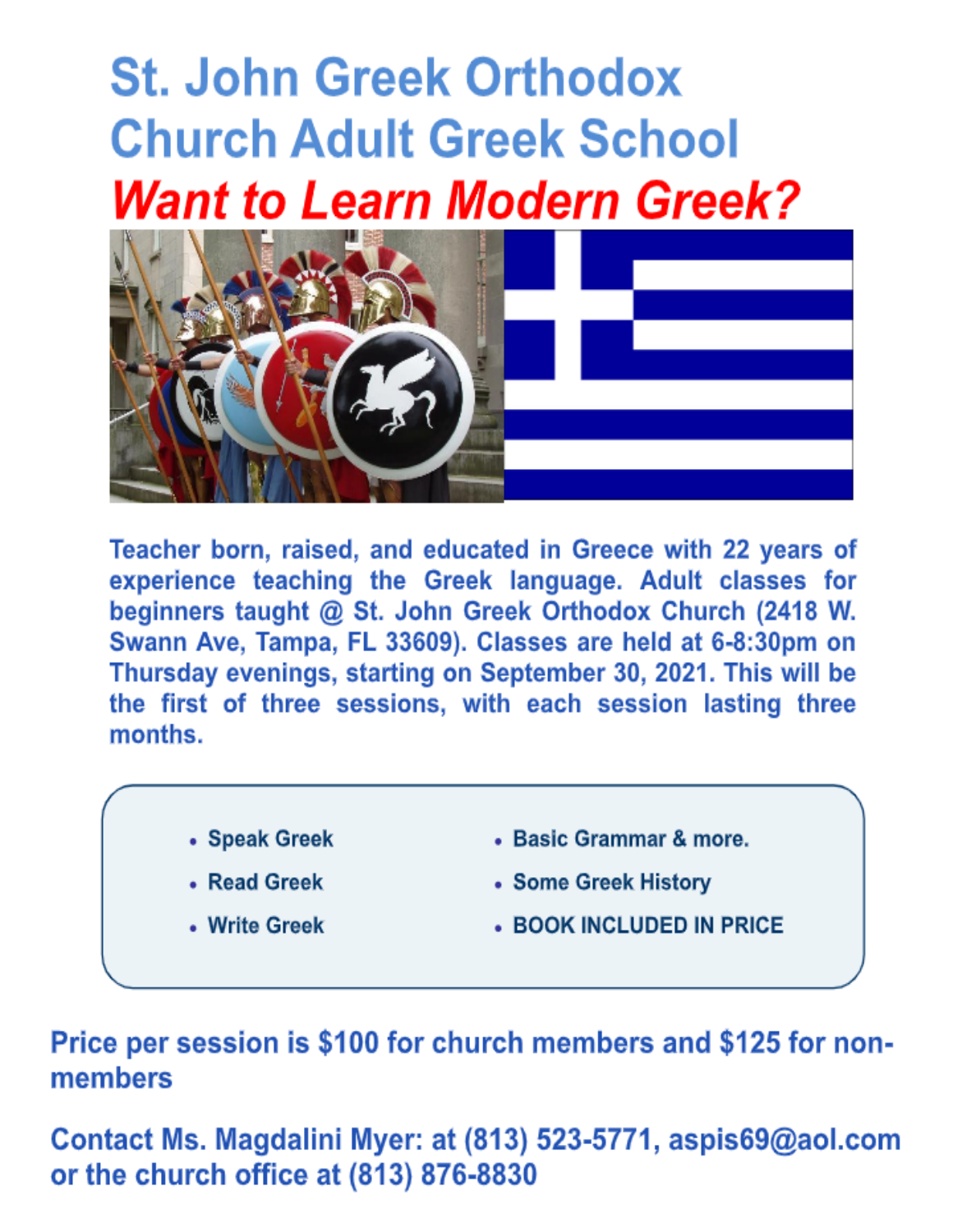# St. John Greek Orthodox Church Adult Greek School

## *Want to Learn Modern Greek?*

**Teacher born, raised, and educated in Greece with 22 years of experience teaching the Greek language. Adult classes for beginners taught @ St. John Greek Orthodox Church (2418 W. Swann Ave, Tampa, FL 33609). Classes are held at 6-8:30pm on Thursday evenings, starting on September 30, 2021. This will be the first of three sessions, with each session lasting three months.**

- **Speak Greek**
- **Read Greek**
- **Write Greek**
- **Basic Grammar & more.**
- **Some Greek History**
- **BOOK INCLUDED IN PRICE**

**Price per session is $100 for church members and $125 for non-members**

**Contact Ms. Magdalini Myer: at (813) 523-5771, aspis69@aol.com or the church office at (813) 876-8830**